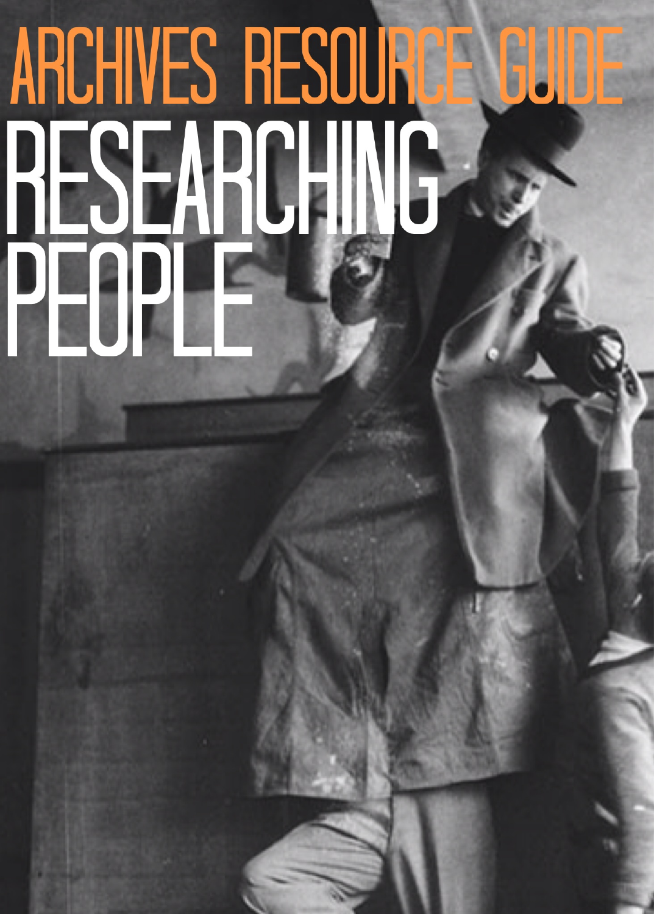# ARCHIVES RESOURCE GUIDE

# RESEARCHING PEOPLE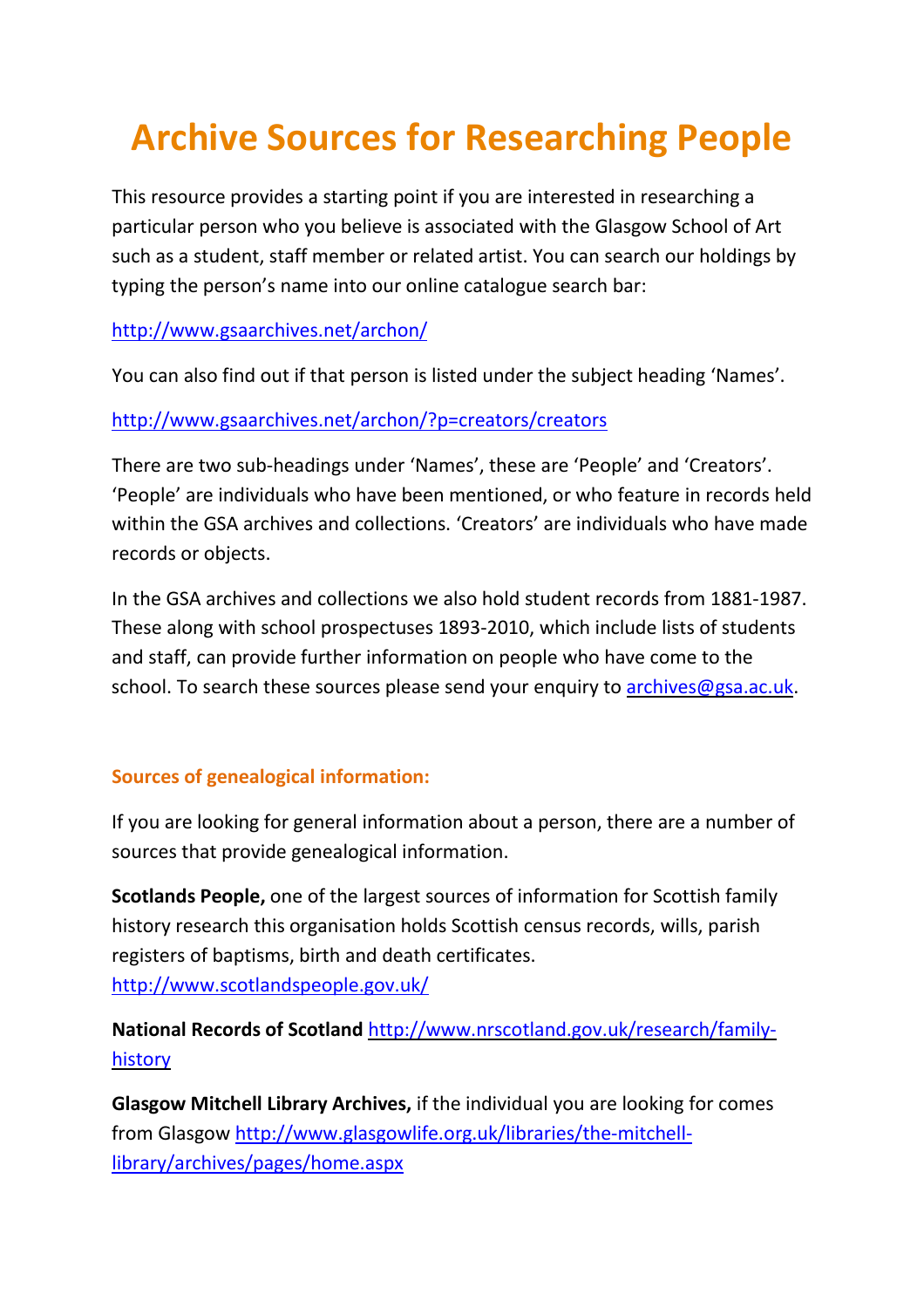# Archive Sources for Researching People

This resource provides a starting point if you are interested in researching a particular person who you believe is associated with the Glasgow School of Art such as a student, staff member or related artist. You can search our holdings by typing the person's name into our online catalogue search bar:

http://www.gsaarchives.net/archon/

You can also find out if that person is listed under the subject heading 'Names'.

http://www.gsaarchives.net/archon/?p=creators/creators

There are two sub-headings under 'Names', these are 'People' and 'Creators'. 'People' are individuals who have been mentioned, or who feature in records held within the GSA archives and collections. 'Creators' are individuals who have made records or objects.

In the GSA archives and collections we also hold student records from 1881-1987. These along with school prospectuses 1893-2010, which include lists of students and staff, can provide further information on people who have come to the school. To search these sources please send your enquiry to archives@gsa.ac.uk.

### Sources of genealogical information:

If you are looking for general information about a person, there are a number of sources that provide genealogical information.

**Scotlands People,** one of the largest sources of information for Scottish family history research this organisation holds Scottish census records, wills, parish registers of baptisms, birth and death certificates.
http://www.scotlandspeople.gov.uk/

**National Records of Scotland** http://www.nrscotland.gov.uk/research/family-history

**Glasgow Mitchell Library Archives,** if the individual you are looking for comes from Glasgow http://www.glasgowlife.org.uk/libraries/the-mitchell-library/archives/pages/home.aspx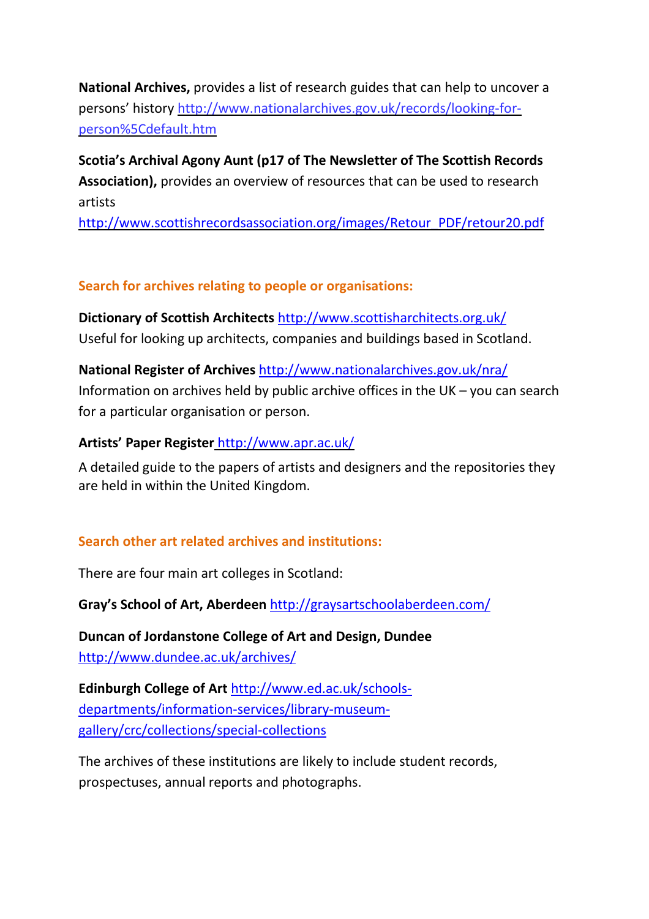**National Archives,** provides a list of research guides that can help to uncover a persons' history http://www.nationalarchives.gov.uk/records/looking-for-person%5Cdefault.htm

**Scotia's Archival Agony Aunt (p17 of The Newsletter of The Scottish Records Association),** provides an overview of resources that can be used to research artists http://www.scottishrecordsassociation.org/images/Retour_PDF/retour20.pdf

## Search for archives relating to people or organisations:

**Dictionary of Scottish Architects** http://www.scottisharchitects.org.uk/
Useful for looking up architects, companies and buildings based in Scotland.

**National Register of Archives** http://www.nationalarchives.gov.uk/nra/
Information on archives held by public archive offices in the UK – you can search for a particular organisation or person.

**Artists' Paper Register** http://www.apr.ac.uk/

A detailed guide to the papers of artists and designers and the repositories they are held in within the United Kingdom.

## Search other art related archives and institutions:

There are four main art colleges in Scotland:

**Gray's School of Art, Aberdeen** http://graysartschoolaberdeen.com/

**Duncan of Jordanstone College of Art and Design, Dundee** http://www.dundee.ac.uk/archives/

**Edinburgh College of Art** http://www.ed.ac.uk/schools-departments/information-services/library-museum-gallery/crc/collections/special-collections

The archives of these institutions are likely to include student records, prospectuses, annual reports and photographs.